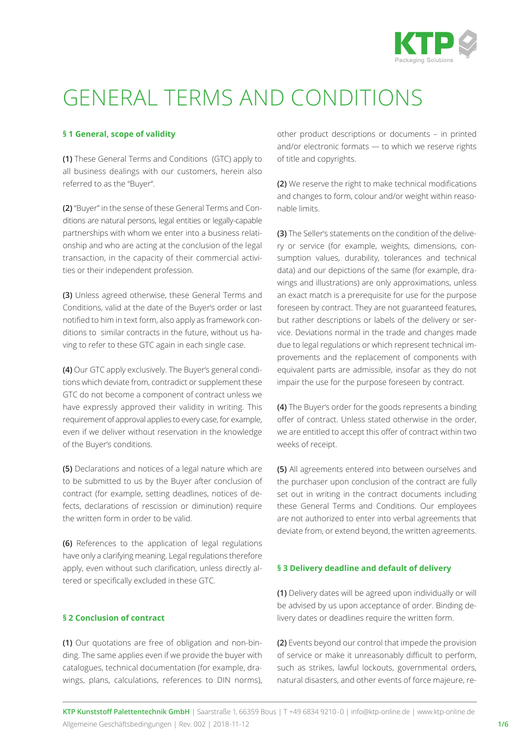# GENERAL TERMS AND CONDITIONS

### § 1 General, scope of validity

**(1)** These General Terms and Conditions (GTC) apply to all business dealings with our customers, herein also referred to as the "Buyer".

**(2)** "Buyer" in the sense of these General Terms and Conditions are natural persons, legal entities or legally-capable partnerships with whom we enter into a business relationship and who are acting at the conclusion of the legal transaction, in the capacity of their commercial activities or their independent profession.

**(3)** Unless agreed otherwise, these General Terms and Conditions, valid at the date of the Buyer's order or last notified to him in text form, also apply as framework conditions to similar contracts in the future, without us having to refer to these GTC again in each single case.

**(4)** Our GTC apply exclusively. The Buyer's general conditions which deviate from, contradict or supplement these GTC do not become a component of contract unless we have expressly approved their validity in writing. This requirement of approval applies to every case, for example, even if we deliver without reservation in the knowledge of the Buyer's conditions.

**(5)** Declarations and notices of a legal nature which are to be submitted to us by the Buyer after conclusion of contract (for example, setting deadlines, notices of defects, declarations of rescission or diminution) require the written form in order to be valid.

**(6)** References to the application of legal regulations have only a clarifying meaning. Legal regulations therefore apply, even without such clarification, unless directly altered or specifically excluded in these GTC.

### § 2 Conclusion of contract

**(1)** Our quotations are free of obligation and non-binding. The same applies even if we provide the buyer with catalogues, technical documentation (for example, drawings, plans, calculations, references to DIN norms), other product descriptions or documents – in printed and/or electronic formats — to which we reserve rights of title and copyrights.

**(2)** We reserve the right to make technical modifications and changes to form, colour and/or weight within reasonable limits.

**(3)** The Seller's statements on the condition of the delivery or service (for example, weights, dimensions, consumption values, durability, tolerances and technical data) and our depictions of the same (for example, drawings and illustrations) are only approximations, unless an exact match is a prerequisite for use for the purpose foreseen by contract. They are not guaranteed features, but rather descriptions or labels of the delivery or service. Deviations normal in the trade and changes made due to legal regulations or which represent technical improvements and the replacement of components with equivalent parts are admissible, insofar as they do not impair the use for the purpose foreseen by contract.

**(4)** The Buyer's order for the goods represents a binding offer of contract. Unless stated otherwise in the order, we are entitled to accept this offer of contract within two weeks of receipt.

**(5)** All agreements entered into between ourselves and the purchaser upon conclusion of the contract are fully set out in writing in the contract documents including these General Terms and Conditions. Our employees are not authorized to enter into verbal agreements that deviate from, or extend beyond, the written agreements.

### § 3 Delivery deadline and default of delivery

**(1)** Delivery dates will be agreed upon individually or will be advised by us upon acceptance of order. Binding delivery dates or deadlines require the written form.

**(2)** Events beyond our control that impede the provision of service or make it unreasonably difficult to perform, such as strikes, lawful lockouts, governmental orders, natural disasters, and other events of force majeure, re-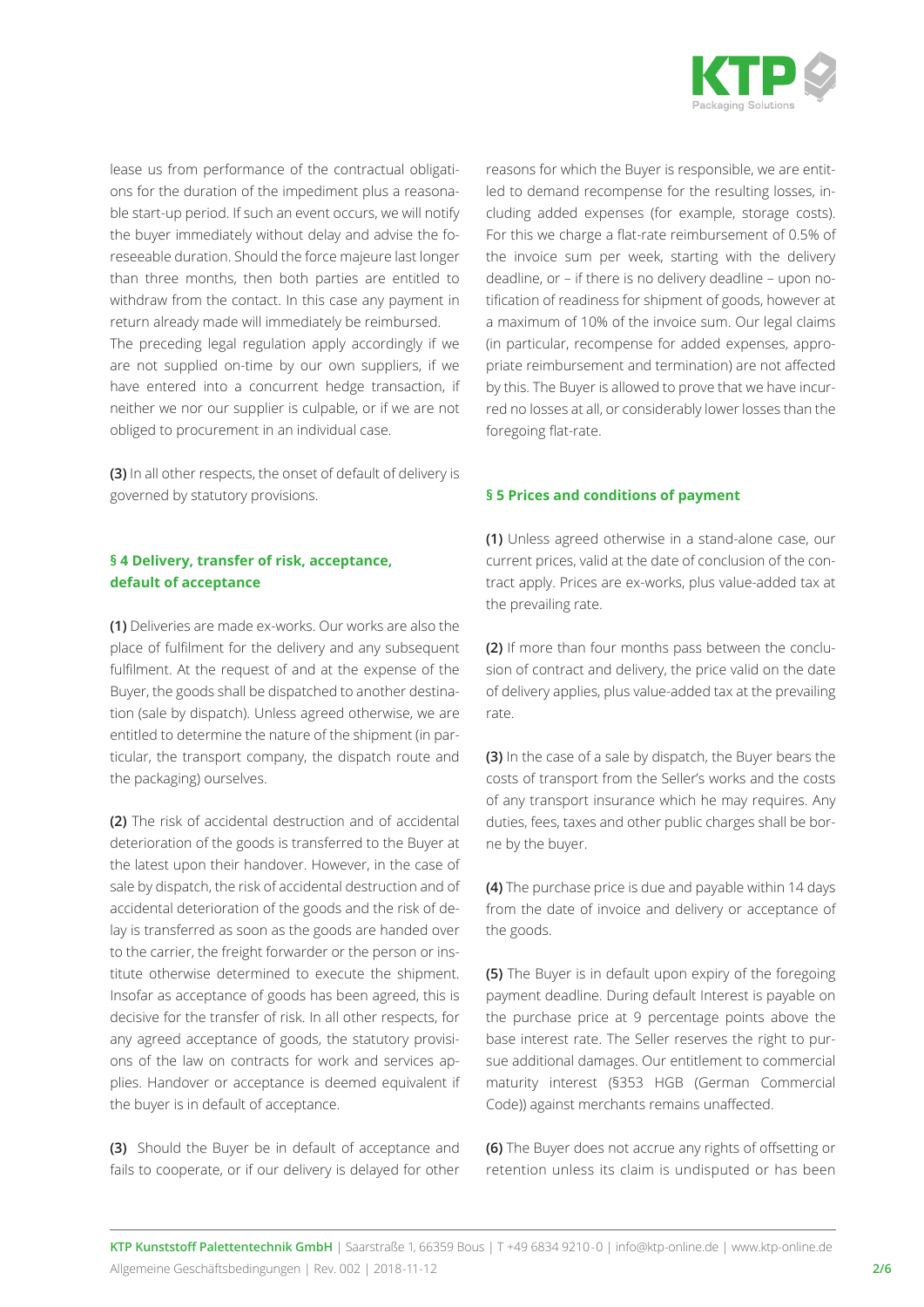lease us from performance of the contractual obligations for the duration of the impediment plus a reasonable start-up period. If such an event occurs, we will notify the buyer immediately without delay and advise the foreseeable duration. Should the force majeure last longer than three months, then both parties are entitled to withdraw from the contact. In this case any payment in return already made will immediately be reimbursed.
The preceding legal regulation apply accordingly if we are not supplied on-time by our own suppliers, if we have entered into a concurrent hedge transaction, if neither we nor our supplier is culpable, or if we are not obliged to procurement in an individual case.

**(3)** In all other respects, the onset of default of delivery is governed by statutory provisions.

## § 4 Delivery, transfer of risk, acceptance, default of acceptance

**(1)** Deliveries are made ex-works. Our works are also the place of fulfilment for the delivery and any subsequent fulfilment. At the request of and at the expense of the Buyer, the goods shall be dispatched to another destination (sale by dispatch). Unless agreed otherwise, we are entitled to determine the nature of the shipment (in particular, the transport company, the dispatch route and the packaging) ourselves.

**(2)** The risk of accidental destruction and of accidental deterioration of the goods is transferred to the Buyer at the latest upon their handover. However, in the case of sale by dispatch, the risk of accidental destruction and of accidental deterioration of the goods and the risk of delay is transferred as soon as the goods are handed over to the carrier, the freight forwarder or the person or institute otherwise determined to execute the shipment. Insofar as acceptance of goods has been agreed, this is decisive for the transfer of risk. In all other respects, for any agreed acceptance of goods, the statutory provisions of the law on contracts for work and services applies. Handover or acceptance is deemed equivalent if the buyer is in default of acceptance.

**(3)** Should the Buyer be in default of acceptance and fails to cooperate, or if our delivery is delayed for other reasons for which the Buyer is responsible, we are entitled to demand recompense for the resulting losses, including added expenses (for example, storage costs). For this we charge a flat-rate reimbursement of 0.5% of the invoice sum per week, starting with the delivery deadline, or – if there is no delivery deadline – upon notification of readiness for shipment of goods, however at a maximum of 10% of the invoice sum. Our legal claims (in particular, recompense for added expenses, appropriate reimbursement and termination) are not affected by this. The Buyer is allowed to prove that we have incurred no losses at all, or considerably lower losses than the foregoing flat-rate.

## § 5 Prices and conditions of payment

**(1)** Unless agreed otherwise in a stand-alone case, our current prices, valid at the date of conclusion of the contract apply. Prices are ex-works, plus value-added tax at the prevailing rate.

**(2)** If more than four months pass between the conclusion of contract and delivery, the price valid on the date of delivery applies, plus value-added tax at the prevailing rate.

**(3)** In the case of a sale by dispatch, the Buyer bears the costs of transport from the Seller's works and the costs of any transport insurance which he may requires. Any duties, fees, taxes and other public charges shall be borne by the buyer.

**(4)** The purchase price is due and payable within 14 days from the date of invoice and delivery or acceptance of the goods.

**(5)** The Buyer is in default upon expiry of the foregoing payment deadline. During default Interest is payable on the purchase price at 9 percentage points above the base interest rate. The Seller reserves the right to pursue additional damages. Our entitlement to commercial maturity interest (§353 HGB (German Commercial Code)) against merchants remains unaffected.

**(6)** The Buyer does not accrue any rights of offsetting or retention unless its claim is undisputed or has been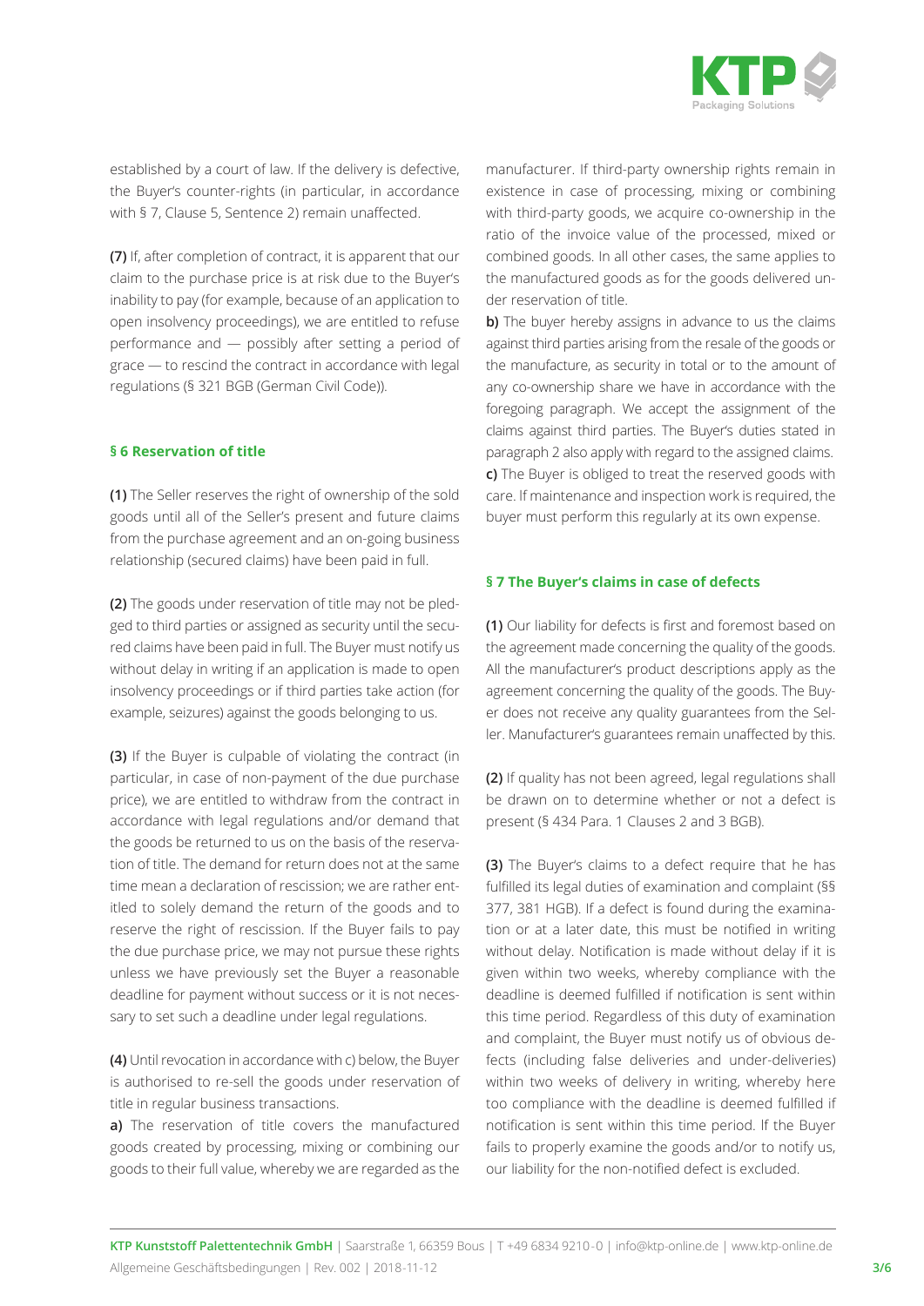established by a court of law. If the delivery is defective, the Buyer's counter-rights (in particular, in accordance with § 7, Clause 5, Sentence 2) remain unaffected.

**(7)** If, after completion of contract, it is apparent that our claim to the purchase price is at risk due to the Buyer's inability to pay (for example, because of an application to open insolvency proceedings), we are entitled to refuse performance and — possibly after setting a period of grace — to rescind the contract in accordance with legal regulations (§ 321 BGB (German Civil Code)).

## § 6 Reservation of title

**(1)** The Seller reserves the right of ownership of the sold goods until all of the Seller's present and future claims from the purchase agreement and an on-going business relationship (secured claims) have been paid in full.

**(2)** The goods under reservation of title may not be pledged to third parties or assigned as security until the secured claims have been paid in full. The Buyer must notify us without delay in writing if an application is made to open insolvency proceedings or if third parties take action (for example, seizures) against the goods belonging to us.

**(3)** If the Buyer is culpable of violating the contract (in particular, in case of non-payment of the due purchase price), we are entitled to withdraw from the contract in accordance with legal regulations and/or demand that the goods be returned to us on the basis of the reservation of title. The demand for return does not at the same time mean a declaration of rescission; we are rather entitled to solely demand the return of the goods and to reserve the right of rescission. If the Buyer fails to pay the due purchase price, we may not pursue these rights unless we have previously set the Buyer a reasonable deadline for payment without success or it is not necessary to set such a deadline under legal regulations.

**(4)** Until revocation in accordance with c) below, the Buyer is authorised to re-sell the goods under reservation of title in regular business transactions.

**a)** The reservation of title covers the manufactured goods created by processing, mixing or combining our goods to their full value, whereby we are regarded as the manufacturer. If third-party ownership rights remain in existence in case of processing, mixing or combining with third-party goods, we acquire co-ownership in the ratio of the invoice value of the processed, mixed or combined goods. In all other cases, the same applies to the manufactured goods as for the goods delivered under reservation of title.

**b)** The buyer hereby assigns in advance to us the claims against third parties arising from the resale of the goods or the manufacture, as security in total or to the amount of any co-ownership share we have in accordance with the foregoing paragraph. We accept the assignment of the claims against third parties. The Buyer's duties stated in paragraph 2 also apply with regard to the assigned claims.

**c)** The Buyer is obliged to treat the reserved goods with care. If maintenance and inspection work is required, the buyer must perform this regularly at its own expense.

## § 7 The Buyer's claims in case of defects

**(1)** Our liability for defects is first and foremost based on the agreement made concerning the quality of the goods. All the manufacturer's product descriptions apply as the agreement concerning the quality of the goods. The Buyer does not receive any quality guarantees from the Seller. Manufacturer's guarantees remain unaffected by this.

**(2)** If quality has not been agreed, legal regulations shall be drawn on to determine whether or not a defect is present (§ 434 Para. 1 Clauses 2 and 3 BGB).

**(3)** The Buyer's claims to a defect require that he has fulfilled its legal duties of examination and complaint (§§ 377, 381 HGB). If a defect is found during the examination or at a later date, this must be notified in writing without delay. Notification is made without delay if it is given within two weeks, whereby compliance with the deadline is deemed fulfilled if notification is sent within this time period. Regardless of this duty of examination and complaint, the Buyer must notify us of obvious defects (including false deliveries and under-deliveries) within two weeks of delivery in writing, whereby here too compliance with the deadline is deemed fulfilled if notification is sent within this time period. If the Buyer fails to properly examine the goods and/or to notify us, our liability for the non-notified defect is excluded.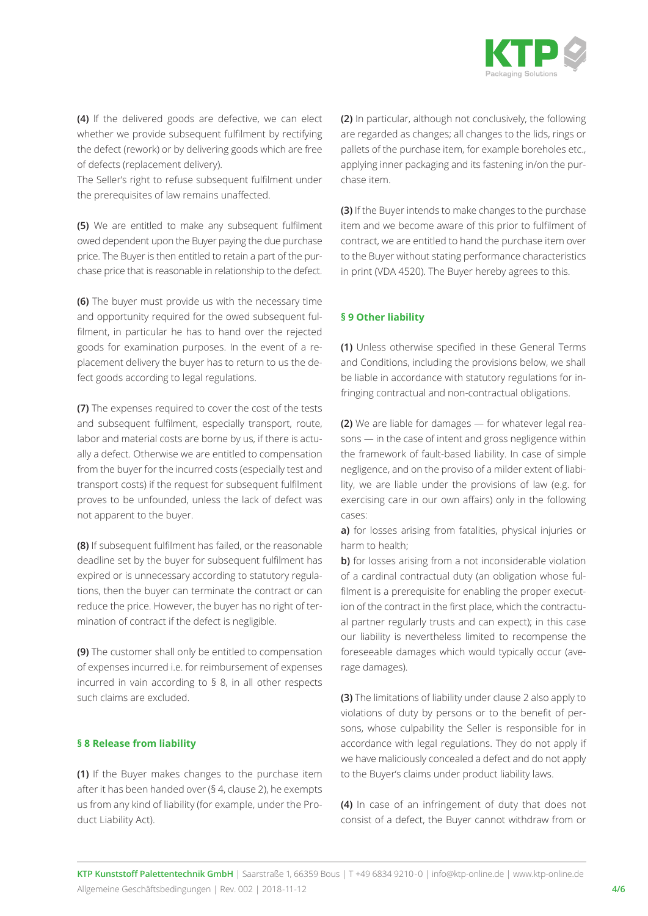**(4)** If the delivered goods are defective, we can elect whether we provide subsequent fulfilment by rectifying the defect (rework) or by delivering goods which are free of defects (replacement delivery).
The Seller's right to refuse subsequent fulfilment under the prerequisites of law remains unaffected.

**(5)** We are entitled to make any subsequent fulfilment owed dependent upon the Buyer paying the due purchase price. The Buyer is then entitled to retain a part of the purchase price that is reasonable in relationship to the defect.

**(6)** The buyer must provide us with the necessary time and opportunity required for the owed subsequent fulfilment, in particular he has to hand over the rejected goods for examination purposes. In the event of a replacement delivery the buyer has to return to us the defect goods according to legal regulations.

**(7)** The expenses required to cover the cost of the tests and subsequent fulfilment, especially transport, route, labor and material costs are borne by us, if there is actually a defect. Otherwise we are entitled to compensation from the buyer for the incurred costs (especially test and transport costs) if the request for subsequent fulfilment proves to be unfounded, unless the lack of defect was not apparent to the buyer.

**(8)** If subsequent fulfilment has failed, or the reasonable deadline set by the buyer for subsequent fulfilment has expired or is unnecessary according to statutory regulations, then the buyer can terminate the contract or can reduce the price. However, the buyer has no right of termination of contract if the defect is negligible.

**(9)** The customer shall only be entitled to compensation of expenses incurred i.e. for reimbursement of expenses incurred in vain according to § 8, in all other respects such claims are excluded.

## § 8 Release from liability

**(1)** If the Buyer makes changes to the purchase item after it has been handed over (§ 4, clause 2), he exempts us from any kind of liability (for example, under the Product Liability Act).

**(2)** In particular, although not conclusively, the following are regarded as changes; all changes to the lids, rings or pallets of the purchase item, for example boreholes etc., applying inner packaging and its fastening in/on the purchase item.

**(3)** If the Buyer intends to make changes to the purchase item and we become aware of this prior to fulfilment of contract, we are entitled to hand the purchase item over to the Buyer without stating performance characteristics in print (VDA 4520). The Buyer hereby agrees to this.

## § 9 Other liability

**(1)** Unless otherwise specified in these General Terms and Conditions, including the provisions below, we shall be liable in accordance with statutory regulations for infringing contractual and non-contractual obligations.

**(2)** We are liable for damages — for whatever legal reasons — in the case of intent and gross negligence within the framework of fault-based liability. In case of simple negligence, and on the proviso of a milder extent of liability, we are liable under the provisions of law (e.g. for exercising care in our own affairs) only in the following cases:

**a)** for losses arising from fatalities, physical injuries or harm to health;

**b)** for losses arising from a not inconsiderable violation of a cardinal contractual duty (an obligation whose fulfilment is a prerequisite for enabling the proper execution of the contract in the first place, which the contractual partner regularly trusts and can expect); in this case our liability is nevertheless limited to recompense the foreseeable damages which would typically occur (average damages).

**(3)** The limitations of liability under clause 2 also apply to violations of duty by persons or to the benefit of persons, whose culpability the Seller is responsible for in accordance with legal regulations. They do not apply if we have maliciously concealed a defect and do not apply to the Buyer's claims under product liability laws.

**(4)** In case of an infringement of duty that does not consist of a defect, the Buyer cannot withdraw from or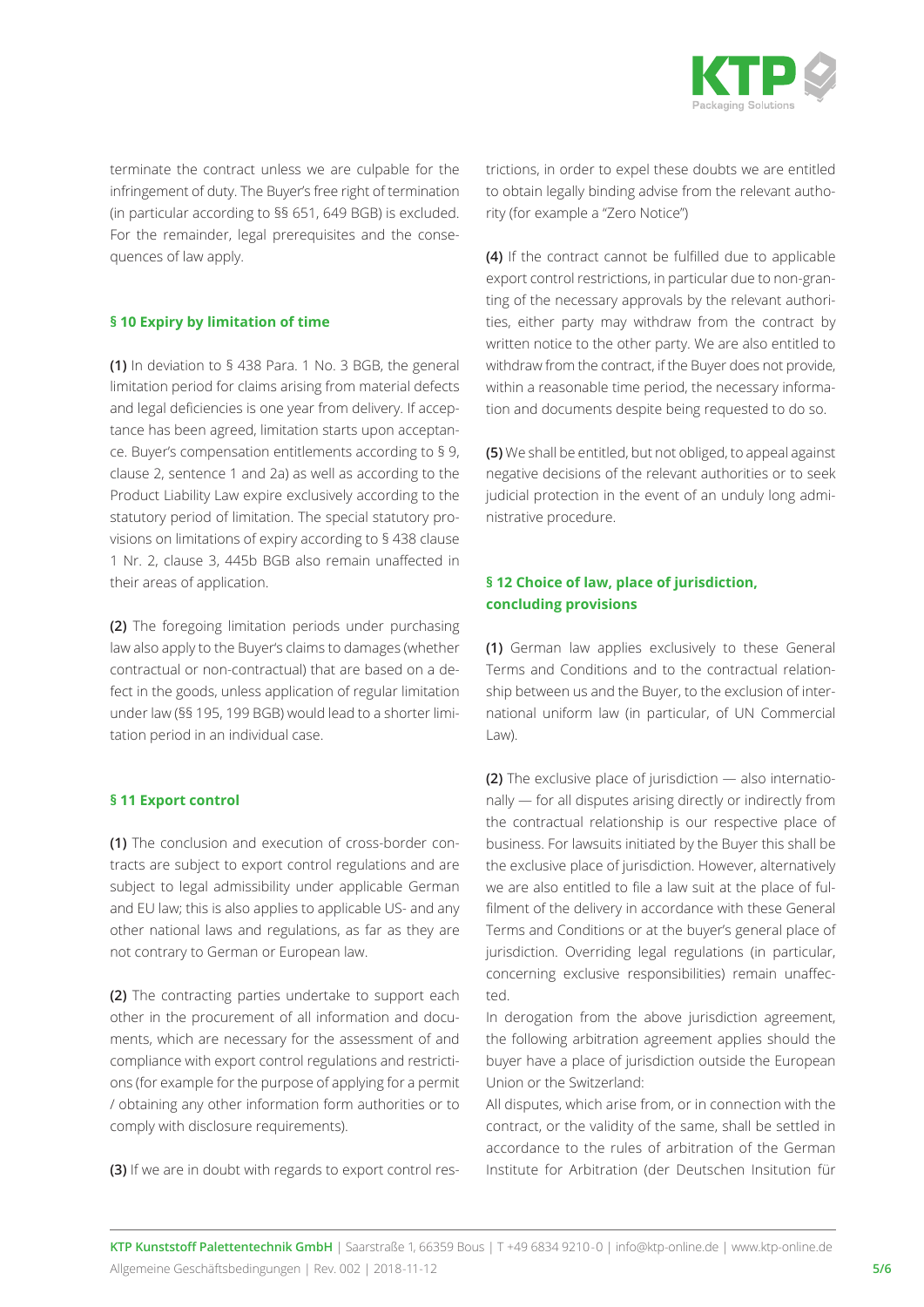terminate the contract unless we are culpable for the infringement of duty. The Buyer's free right of termination (in particular according to §§ 651, 649 BGB) is excluded. For the remainder, legal prerequisites and the consequences of law apply.

### § 10 Expiry by limitation of time

**(1)** In deviation to § 438 Para. 1 No. 3 BGB, the general limitation period for claims arising from material defects and legal deficiencies is one year from delivery. If acceptance has been agreed, limitation starts upon acceptance. Buyer's compensation entitlements according to § 9, clause 2, sentence 1 and 2a) as well as according to the Product Liability Law expire exclusively according to the statutory period of limitation. The special statutory provisions on limitations of expiry according to § 438 clause 1 Nr. 2, clause 3, 445b BGB also remain unaffected in their areas of application.

**(2)** The foregoing limitation periods under purchasing law also apply to the Buyer's claims to damages (whether contractual or non-contractual) that are based on a defect in the goods, unless application of regular limitation under law (§§ 195, 199 BGB) would lead to a shorter limitation period in an individual case.

### § 11 Export control

**(1)** The conclusion and execution of cross-border contracts are subject to export control regulations and are subject to legal admissibility under applicable German and EU law; this is also applies to applicable US- and any other national laws and regulations, as far as they are not contrary to German or European law.

**(2)** The contracting parties undertake to support each other in the procurement of all information and documents, which are necessary for the assessment of and compliance with export control regulations and restrictions (for example for the purpose of applying for a permit / obtaining any other information form authorities or to comply with disclosure requirements).

**(3)** If we are in doubt with regards to export control restrictions, in order to expel these doubts we are entitled to obtain legally binding advise from the relevant authority (for example a "Zero Notice")

**(4)** If the contract cannot be fulfilled due to applicable export control restrictions, in particular due to non-granting of the necessary approvals by the relevant authorities, either party may withdraw from the contract by written notice to the other party. We are also entitled to withdraw from the contract, if the Buyer does not provide, within a reasonable time period, the necessary information and documents despite being requested to do so.

**(5)** We shall be entitled, but not obliged, to appeal against negative decisions of the relevant authorities or to seek judicial protection in the event of an unduly long administrative procedure.

### § 12 Choice of law, place of jurisdiction, concluding provisions

**(1)** German law applies exclusively to these General Terms and Conditions and to the contractual relationship between us and the Buyer, to the exclusion of international uniform law (in particular, of UN Commercial Law).

**(2)** The exclusive place of jurisdiction — also internationally — for all disputes arising directly or indirectly from the contractual relationship is our respective place of business. For lawsuits initiated by the Buyer this shall be the exclusive place of jurisdiction. However, alternatively we are also entitled to file a law suit at the place of fulfilment of the delivery in accordance with these General Terms and Conditions or at the buyer's general place of jurisdiction. Overriding legal regulations (in particular, concerning exclusive responsibilities) remain unaffected.

In derogation from the above jurisdiction agreement, the following arbitration agreement applies should the buyer have a place of jurisdiction outside the European Union or the Switzerland:

All disputes, which arise from, or in connection with the contract, or the validity of the same, shall be settled in accordance to the rules of arbitration of the German Institute for Arbitration (der Deutschen Insitution für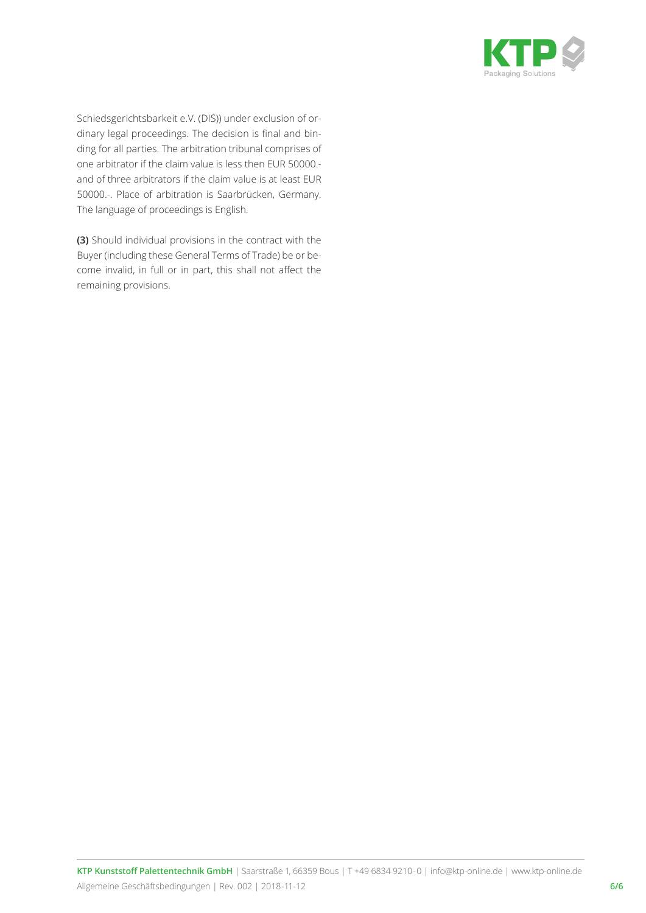Schiedsgerichtsbarkeit e.V. (DIS)) under exclusion of ordinary legal proceedings. The decision is final and binding for all parties. The arbitration tribunal comprises of one arbitrator if the claim value is less then EUR 50000.- and of three arbitrators if the claim value is at least EUR 50000.-. Place of arbitration is Saarbrücken, Germany. The language of proceedings is English.

**(3)** Should individual provisions in the contract with the Buyer (including these General Terms of Trade) be or become invalid, in full or in part, this shall not affect the remaining provisions.